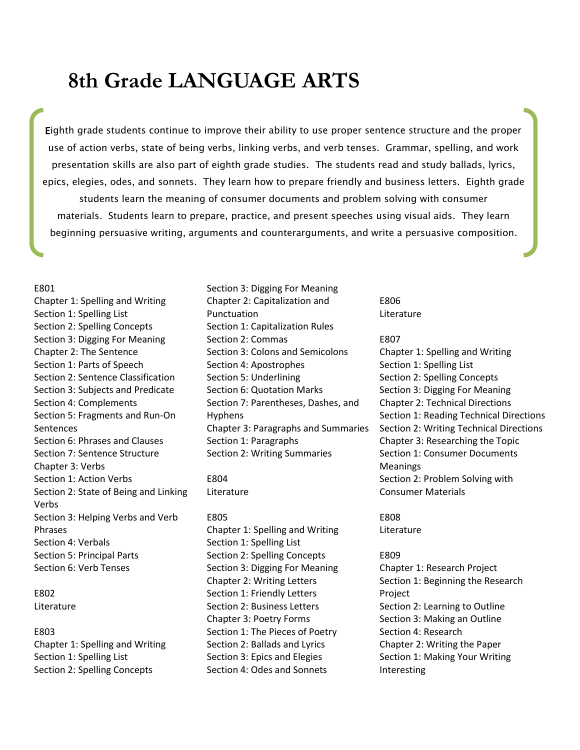# 8th Grade LANGUAGE ARTS

Eighth grade students continue to improve their ability to use proper sentence structure and the proper use of action verbs, state of being verbs, linking verbs, and verb tenses. Grammar, spelling, and work presentation skills are also part of eighth grade studies. The students read and study ballads, lyrics, epics, elegies, odes, and sonnets. They learn how to prepare friendly and business letters. Eighth grade students learn the meaning of consumer documents and problem solving with consumer materials. Students learn to prepare, practice, and present speeches using visual aids. They learn beginning persuasive writing, arguments and counterarguments, and write a persuasive composition.

E801
Chapter 1: Spelling and Writing
Section 1: Spelling List
Section 2: Spelling Concepts
Section 3: Digging For Meaning
Chapter 2: The Sentence
Section 1: Parts of Speech
Section 2: Sentence Classification
Section 3: Subjects and Predicate
Section 4: Complements
Section 5: Fragments and Run-On Sentences
Section 6: Phrases and Clauses
Section 7: Sentence Structure
Chapter 3: Verbs
Section 1: Action Verbs
Section 2: State of Being and Linking Verbs
Section 3: Helping Verbs and Verb Phrases
Section 4: Verbals
Section 5: Principal Parts
Section 6: Verb Tenses

E802
Literature

E803
Chapter 1: Spelling and Writing
Section 1: Spelling List
Section 2: Spelling Concepts
Section 3: Digging For Meaning
Chapter 2: Capitalization and Punctuation
Section 1: Capitalization Rules
Section 2: Commas
Section 3: Colons and Semicolons
Section 4: Apostrophes
Section 5: Underlining
Section 6: Quotation Marks
Section 7: Parentheses, Dashes, and Hyphens
Chapter 3: Paragraphs and Summaries
Section 1: Paragraphs
Section 2: Writing Summaries

E804
Literature

E805
Chapter 1: Spelling and Writing
Section 1: Spelling List
Section 2: Spelling Concepts
Section 3: Digging For Meaning
Chapter 2: Writing Letters
Section 1: Friendly Letters
Section 2: Business Letters
Chapter 3: Poetry Forms
Section 1: The Pieces of Poetry
Section 2: Ballads and Lyrics
Section 3: Epics and Elegies
Section 4: Odes and Sonnets

E806
Literature

E807
Chapter 1: Spelling and Writing
Section 1: Spelling List
Section 2: Spelling Concepts
Section 3: Digging For Meaning
Chapter 2: Technical Directions
Section 1: Reading Technical Directions
Section 2: Writing Technical Directions
Chapter 3: Researching the Topic
Section 1: Consumer Documents Meanings
Section 2: Problem Solving with Consumer Materials

E808
Literature

E809
Chapter 1: Research Project
Section 1: Beginning the Research Project
Section 2: Learning to Outline
Section 3: Making an Outline
Section 4: Research
Chapter 2: Writing the Paper
Section 1: Making Your Writing Interesting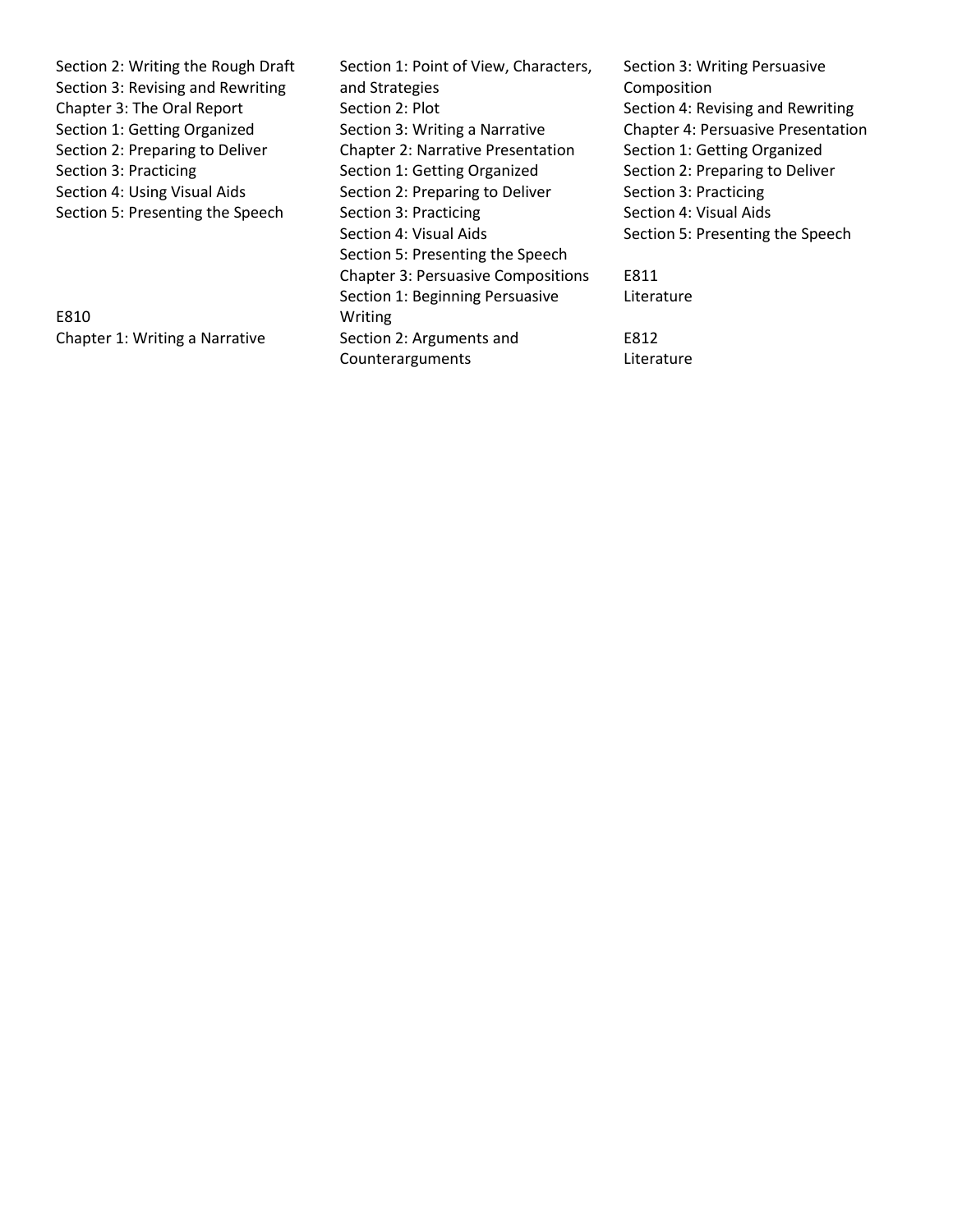Section 2: Writing the Rough Draft
Section 3: Revising and Rewriting
Chapter 3: The Oral Report
Section 1: Getting Organized
Section 2: Preparing to Deliver
Section 3: Practicing
Section 4: Using Visual Aids
Section 5: Presenting the Speech

E810
Chapter 1: Writing a Narrative
Section 1: Point of View, Characters, and Strategies
Section 2: Plot
Section 3: Writing a Narrative
Chapter 2: Narrative Presentation
Section 1: Getting Organized
Section 2: Preparing to Deliver
Section 3: Practicing
Section 4: Visual Aids
Section 5: Presenting the Speech
Chapter 3: Persuasive Compositions
Section 1: Beginning Persuasive Writing
Section 2: Arguments and Counterarguments
Section 3: Writing Persuasive Composition
Section 4: Revising and Rewriting
Chapter 4: Persuasive Presentation
Section 1: Getting Organized
Section 2: Preparing to Deliver
Section 3: Practicing
Section 4: Visual Aids
Section 5: Presenting the Speech

E811
Literature

E812
Literature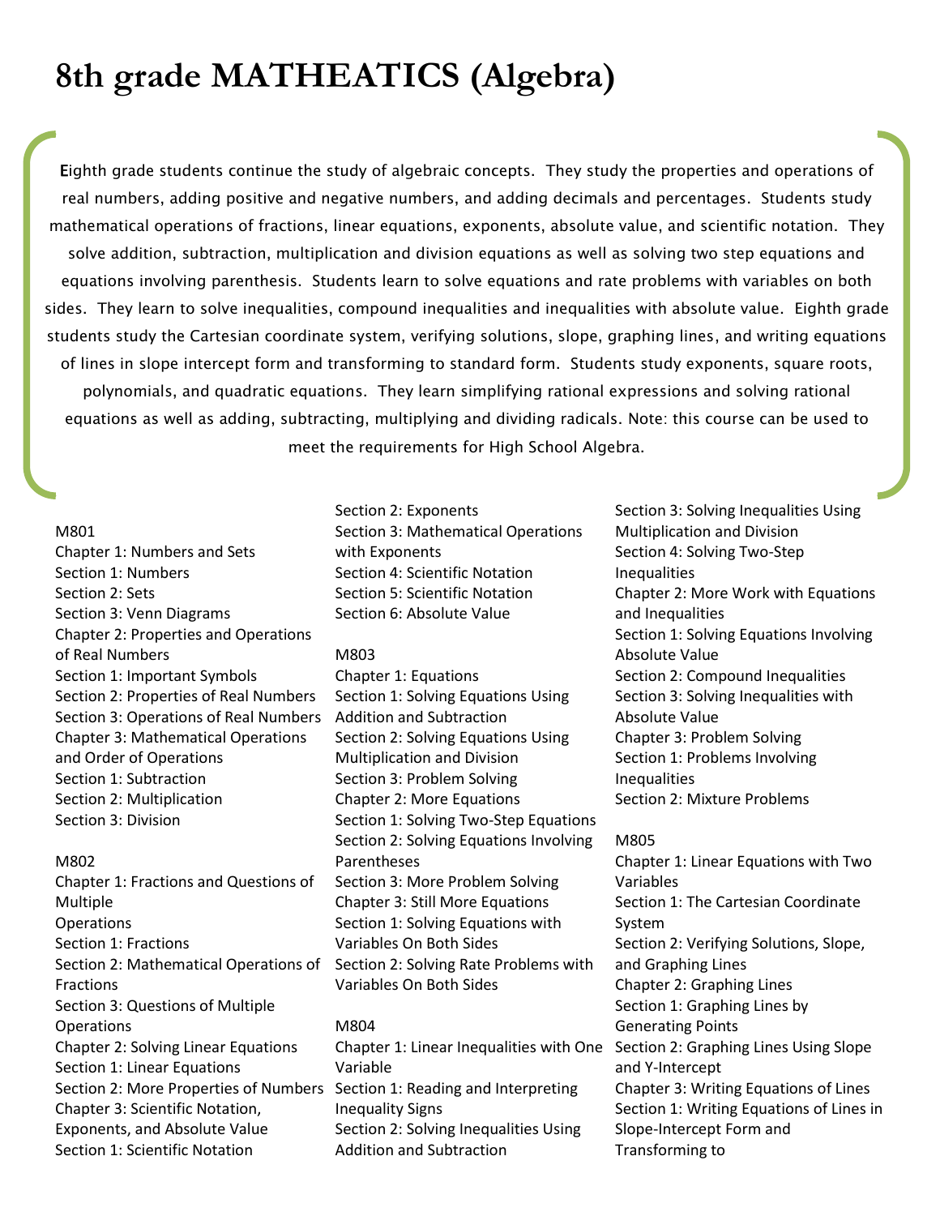# 8th grade MATHEATICS (Algebra)

Eighth grade students continue the study of algebraic concepts. They study the properties and operations of real numbers, adding positive and negative numbers, and adding decimals and percentages. Students study mathematical operations of fractions, linear equations, exponents, absolute value, and scientific notation. They solve addition, subtraction, multiplication and division equations as well as solving two step equations and equations involving parenthesis. Students learn to solve equations and rate problems with variables on both sides. They learn to solve inequalities, compound inequalities and inequalities with absolute value. Eighth grade students study the Cartesian coordinate system, verifying solutions, slope, graphing lines, and writing equations of lines in slope intercept form and transforming to standard form. Students study exponents, square roots, polynomials, and quadratic equations. They learn simplifying rational expressions and solving rational equations as well as adding, subtracting, multiplying and dividing radicals. Note: this course can be used to meet the requirements for High School Algebra.

M801
Chapter 1: Numbers and Sets
Section 1: Numbers
Section 2: Sets
Section 3: Venn Diagrams
Chapter 2: Properties and Operations of Real Numbers
Section 1: Important Symbols
Section 2: Properties of Real Numbers
Section 3: Operations of Real Numbers
Chapter 3: Mathematical Operations and Order of Operations
Section 1: Subtraction
Section 2: Multiplication
Section 3: Division

M802
Chapter 1: Fractions and Questions of Multiple
Operations
Section 1: Fractions
Section 2: Mathematical Operations of Fractions
Section 3: Questions of Multiple Operations
Chapter 2: Solving Linear Equations
Section 1: Linear Equations
Section 2: More Properties of Numbers
Chapter 3: Scientific Notation, Exponents, and Absolute Value
Section 1: Scientific Notation
Section 2: Exponents
Section 3: Mathematical Operations with Exponents
Section 4: Scientific Notation
Section 5: Scientific Notation
Section 6: Absolute Value

M803
Chapter 1: Equations
Section 1: Solving Equations Using Addition and Subtraction
Section 2: Solving Equations Using Multiplication and Division
Section 3: Problem Solving
Chapter 2: More Equations
Section 1: Solving Two-Step Equations
Section 2: Solving Equations Involving Parentheses
Section 3: More Problem Solving
Chapter 3: Still More Equations
Section 1: Solving Equations with Variables On Both Sides
Section 2: Solving Rate Problems with Variables On Both Sides

M804
Chapter 1: Linear Inequalities with One Variable
Section 1: Reading and Interpreting Inequality Signs
Section 2: Solving Inequalities Using Addition and Subtraction
Section 3: Solving Inequalities Using Multiplication and Division
Section 4: Solving Two-Step Inequalities
Chapter 2: More Work with Equations and Inequalities
Section 1: Solving Equations Involving Absolute Value
Section 2: Compound Inequalities
Section 3: Solving Inequalities with Absolute Value
Chapter 3: Problem Solving
Section 1: Problems Involving Inequalities
Section 2: Mixture Problems

M805
Chapter 1: Linear Equations with Two Variables
Section 1: The Cartesian Coordinate System
Section 2: Verifying Solutions, Slope, and Graphing Lines
Chapter 2: Graphing Lines
Section 1: Graphing Lines by Generating Points
Section 2: Graphing Lines Using Slope and Y-Intercept
Chapter 3: Writing Equations of Lines
Section 1: Writing Equations of Lines in Slope-Intercept Form and Transforming to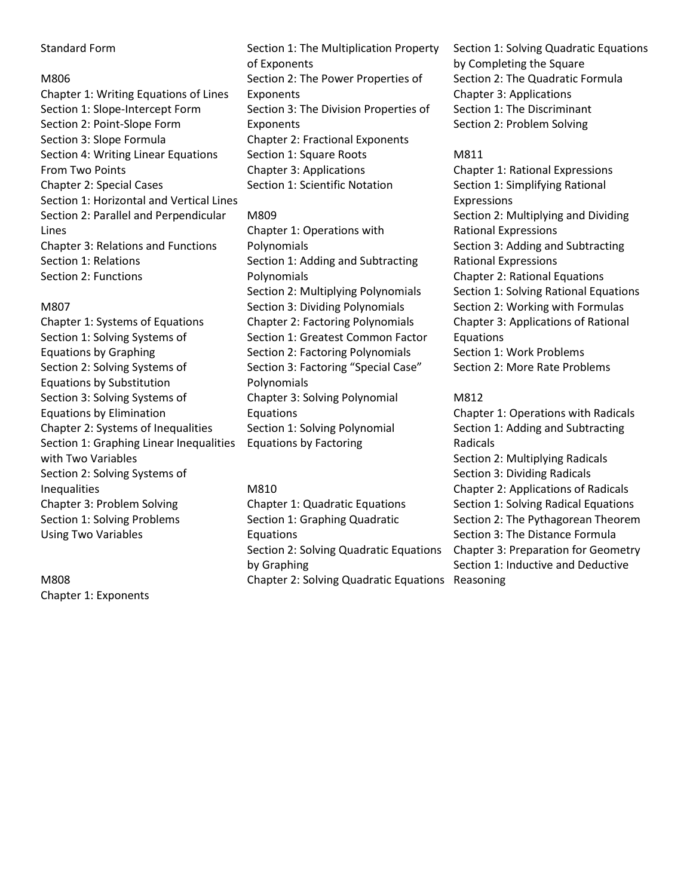Standard Form

M806

Chapter 1: Writing Equations of Lines
Section 1: Slope-Intercept Form
Section 2: Point-Slope Form
Section 3: Slope Formula
Section 4: Writing Linear Equations From Two Points
Chapter 2: Special Cases
Section 1: Horizontal and Vertical Lines
Section 2: Parallel and Perpendicular Lines
Chapter 3: Relations and Functions
Section 1: Relations
Section 2: Functions

M807

Chapter 1: Systems of Equations
Section 1: Solving Systems of Equations by Graphing
Section 2: Solving Systems of Equations by Substitution
Section 3: Solving Systems of Equations by Elimination
Chapter 2: Systems of Inequalities
Section 1: Graphing Linear Inequalities with Two Variables
Section 2: Solving Systems of Inequalities
Chapter 3: Problem Solving
Section 1: Solving Problems Using Two Variables

M808

Chapter 1: Exponents
Section 1: The Multiplication Property of Exponents
Section 2: The Power Properties of Exponents
Section 3: The Division Properties of Exponents
Chapter 2: Fractional Exponents
Section 1: Square Roots
Chapter 3: Applications
Section 1: Scientific Notation

M809

Chapter 1: Operations with Polynomials
Section 1: Adding and Subtracting Polynomials
Section 2: Multiplying Polynomials
Section 3: Dividing Polynomials
Chapter 2: Factoring Polynomials
Section 1: Greatest Common Factor
Section 2: Factoring Polynomials
Section 3: Factoring "Special Case" Polynomials
Chapter 3: Solving Polynomial Equations
Section 1: Solving Polynomial Equations by Factoring

M810

Chapter 1: Quadratic Equations
Section 1: Graphing Quadratic Equations
Section 2: Solving Quadratic Equations by Graphing
Chapter 2: Solving Quadratic Equations
Section 1: Solving Quadratic Equations by Completing the Square
Section 2: The Quadratic Formula
Chapter 3: Applications
Section 1: The Discriminant
Section 2: Problem Solving

M811

Chapter 1: Rational Expressions
Section 1: Simplifying Rational Expressions
Section 2: Multiplying and Dividing Rational Expressions
Section 3: Adding and Subtracting Rational Expressions
Chapter 2: Rational Equations
Section 1: Solving Rational Equations
Section 2: Working with Formulas
Chapter 3: Applications of Rational Equations
Section 1: Work Problems
Section 2: More Rate Problems

M812

Chapter 1: Operations with Radicals
Section 1: Adding and Subtracting Radicals
Section 2: Multiplying Radicals
Section 3: Dividing Radicals
Chapter 2: Applications of Radicals
Section 1: Solving Radical Equations
Section 2: The Pythagorean Theorem
Section 3: The Distance Formula
Chapter 3: Preparation for Geometry
Section 1: Inductive and Deductive Reasoning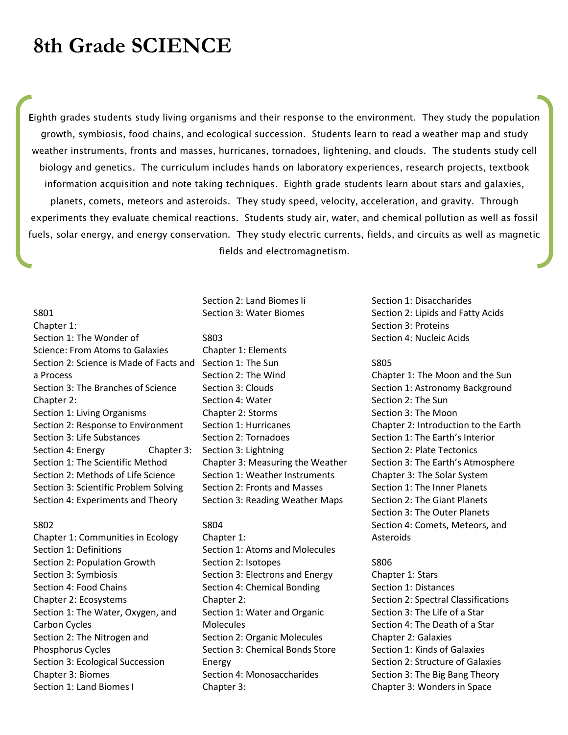# 8th Grade SCIENCE

Eighth grades students study living organisms and their response to the environment. They study the population growth, symbiosis, food chains, and ecological succession. Students learn to read a weather map and study weather instruments, fronts and masses, hurricanes, tornadoes, lightening, and clouds. The students study cell biology and genetics. The curriculum includes hands on laboratory experiences, research projects, textbook information acquisition and note taking techniques. Eighth grade students learn about stars and galaxies, planets, comets, meteors and asteroids. They study speed, velocity, acceleration, and gravity. Through experiments they evaluate chemical reactions. Students study air, water, and chemical pollution as well as fossil fuels, solar energy, and energy conservation. They study electric currents, fields, and circuits as well as magnetic fields and electromagnetism.

S801
Chapter 1:
Section 1: The Wonder of Science: From Atoms to Galaxies
Section 2: Science is Made of Facts and a Process
Section 3: The Branches of Science
Chapter 2:
Section 1: Living Organisms
Section 2: Response to Environment
Section 3: Life Substances
Section 4: Energy
Chapter 3:
Section 1: The Scientific Method
Section 2: Methods of Life Science
Section 3: Scientific Problem Solving
Section 4: Experiments and Theory

S802
Chapter 1: Communities in Ecology
Section 1: Definitions
Section 2: Population Growth
Section 3: Symbiosis
Section 4: Food Chains
Chapter 2: Ecosystems
Section 1: The Water, Oxygen, and Carbon Cycles
Section 2: The Nitrogen and Phosphorus Cycles
Section 3: Ecological Succession
Chapter 3: Biomes
Section 1: Land Biomes I
Section 2: Land Biomes Ii
Section 3: Water Biomes

S803
Chapter 1: Elements
Section 1: The Sun
Section 2: The Wind
Section 3: Clouds
Section 4: Water
Chapter 2: Storms
Section 1: Hurricanes
Section 2: Tornadoes
Section 3: Lightning
Chapter 3: Measuring the Weather
Section 1: Weather Instruments
Section 2: Fronts and Masses
Section 3: Reading Weather Maps

S804
Chapter 1:
Section 1: Atoms and Molecules
Section 2: Isotopes
Section 3: Electrons and Energy
Section 4: Chemical Bonding
Chapter 2:
Section 1: Water and Organic Molecules
Section 2: Organic Molecules
Section 3: Chemical Bonds Store Energy
Section 4: Monosaccharides
Chapter 3:
Section 1: Disaccharides
Section 2: Lipids and Fatty Acids
Section 3: Proteins
Section 4: Nucleic Acids

S805
Chapter 1: The Moon and the Sun
Section 1: Astronomy Background
Section 2: The Sun
Section 3: The Moon
Chapter 2: Introduction to the Earth
Section 1: The Earth's Interior
Section 2: Plate Tectonics
Section 3: The Earth's Atmosphere
Chapter 3: The Solar System
Section 1: The Inner Planets
Section 2: The Giant Planets
Section 3: The Outer Planets
Section 4: Comets, Meteors, and Asteroids

S806
Chapter 1: Stars
Section 1: Distances
Section 2: Spectral Classifications
Section 3: The Life of a Star
Section 4: The Death of a Star
Chapter 2: Galaxies
Section 1: Kinds of Galaxies
Section 2: Structure of Galaxies
Section 3: The Big Bang Theory
Chapter 3: Wonders in Space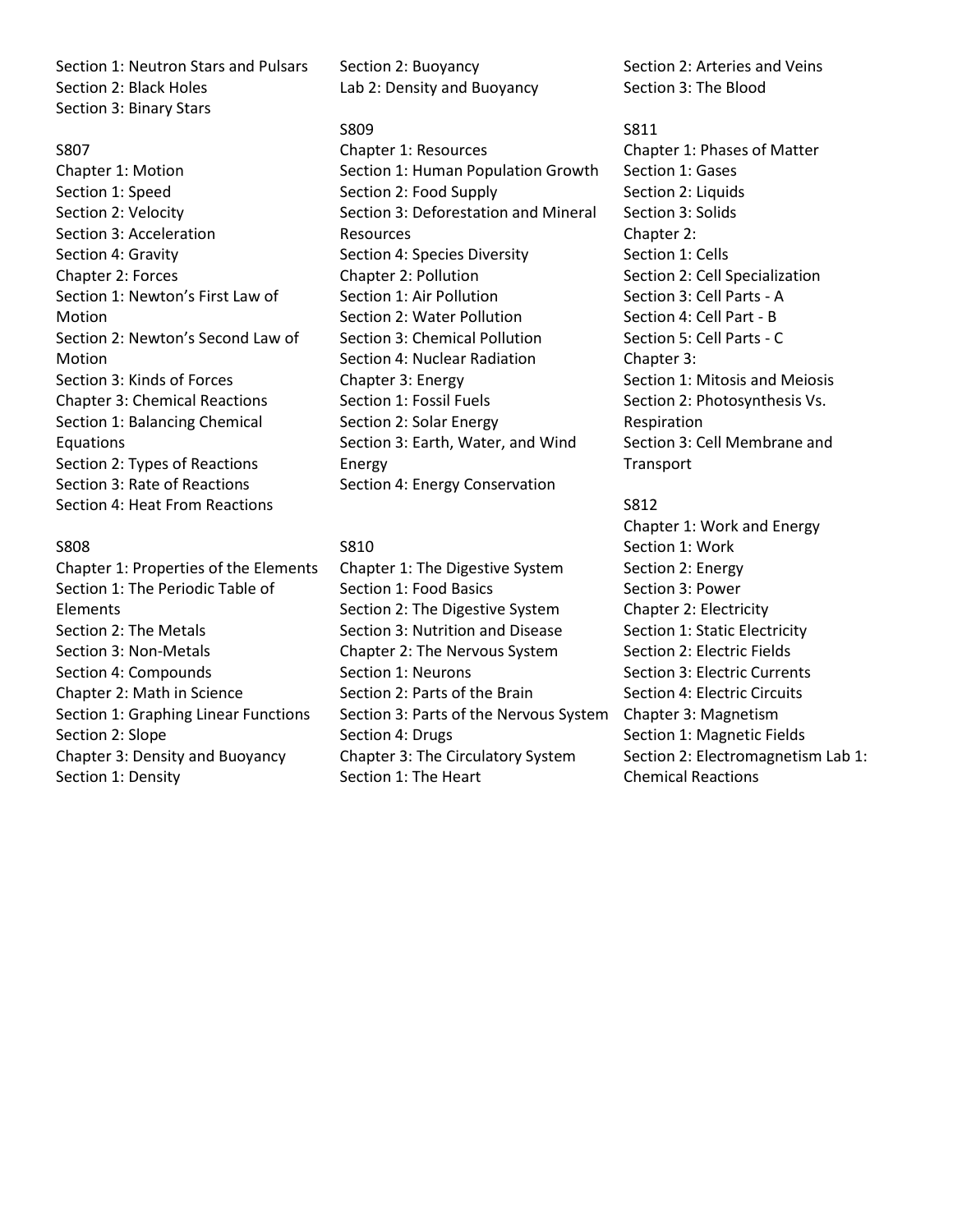Section 1: Neutron Stars and Pulsars
Section 2: Black Holes
Section 3: Binary Stars

S807
Chapter 1: Motion
Section 1: Speed
Section 2: Velocity
Section 3: Acceleration
Section 4: Gravity
Chapter 2: Forces
Section 1: Newton's First Law of Motion
Section 2: Newton's Second Law of Motion
Section 3: Kinds of Forces
Chapter 3: Chemical Reactions
Section 1: Balancing Chemical Equations
Section 2: Types of Reactions
Section 3: Rate of Reactions
Section 4: Heat From Reactions

S808
Chapter 1: Properties of the Elements
Section 1: The Periodic Table of Elements
Section 2: The Metals
Section 3: Non-Metals
Section 4: Compounds
Chapter 2: Math in Science
Section 1: Graphing Linear Functions
Section 2: Slope
Chapter 3: Density and Buoyancy
Section 1: Density
Section 2: Buoyancy
Lab 2: Density and Buoyancy

S809
Chapter 1: Resources
Section 1: Human Population Growth
Section 2: Food Supply
Section 3: Deforestation and Mineral Resources
Section 4: Species Diversity
Chapter 2: Pollution
Section 1: Air Pollution
Section 2: Water Pollution
Section 3: Chemical Pollution
Section 4: Nuclear Radiation
Chapter 3: Energy
Section 1: Fossil Fuels
Section 2: Solar Energy
Section 3: Earth, Water, and Wind Energy
Section 4: Energy Conservation

S810
Chapter 1: The Digestive System
Section 1: Food Basics
Section 2: The Digestive System
Section 3: Nutrition and Disease
Chapter 2: The Nervous System
Section 1: Neurons
Section 2: Parts of the Brain
Section 3: Parts of the Nervous System
Section 4: Drugs
Chapter 3: The Circulatory System
Section 1: The Heart
Section 2: Arteries and Veins
Section 3: The Blood

S811
Chapter 1: Phases of Matter
Section 1: Gases
Section 2: Liquids
Section 3: Solids
Chapter 2:
Section 1: Cells
Section 2: Cell Specialization
Section 3: Cell Parts - A
Section 4: Cell Part - B
Section 5: Cell Parts - C
Chapter 3:
Section 1: Mitosis and Meiosis
Section 2: Photosynthesis Vs. Respiration
Section 3: Cell Membrane and Transport

S812
Chapter 1: Work and Energy
Section 1: Work
Section 2: Energy
Section 3: Power
Chapter 2: Electricity
Section 1: Static Electricity
Section 2: Electric Fields
Section 3: Electric Currents
Section 4: Electric Circuits
Chapter 3: Magnetism
Section 1: Magnetic Fields
Section 2: Electromagnetism Lab 1: Chemical Reactions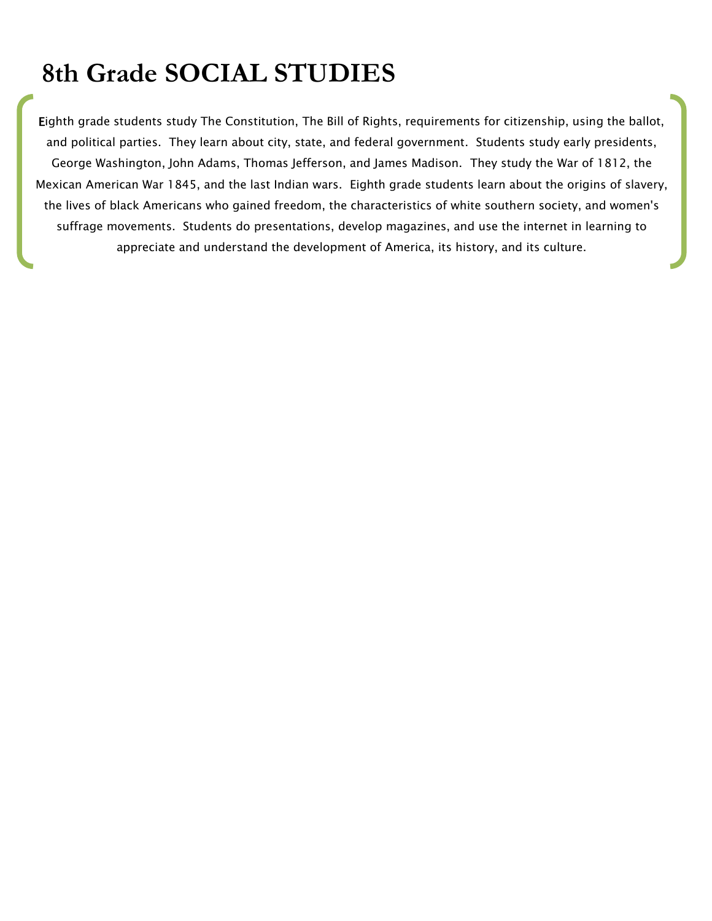# 8th Grade SOCIAL STUDIES

Eighth grade students study The Constitution, The Bill of Rights, requirements for citizenship, using the ballot, and political parties.  They learn about city, state, and federal government.  Students study early presidents, George Washington, John Adams, Thomas Jefferson, and James Madison.  They study the War of 1812, the Mexican American War 1845, and the last Indian wars.  Eighth grade students learn about the origins of slavery, the lives of black Americans who gained freedom, the characteristics of white southern society, and women's suffrage movements.  Students do presentations, develop magazines, and use the internet in learning to appreciate and understand the development of America, its history, and its culture.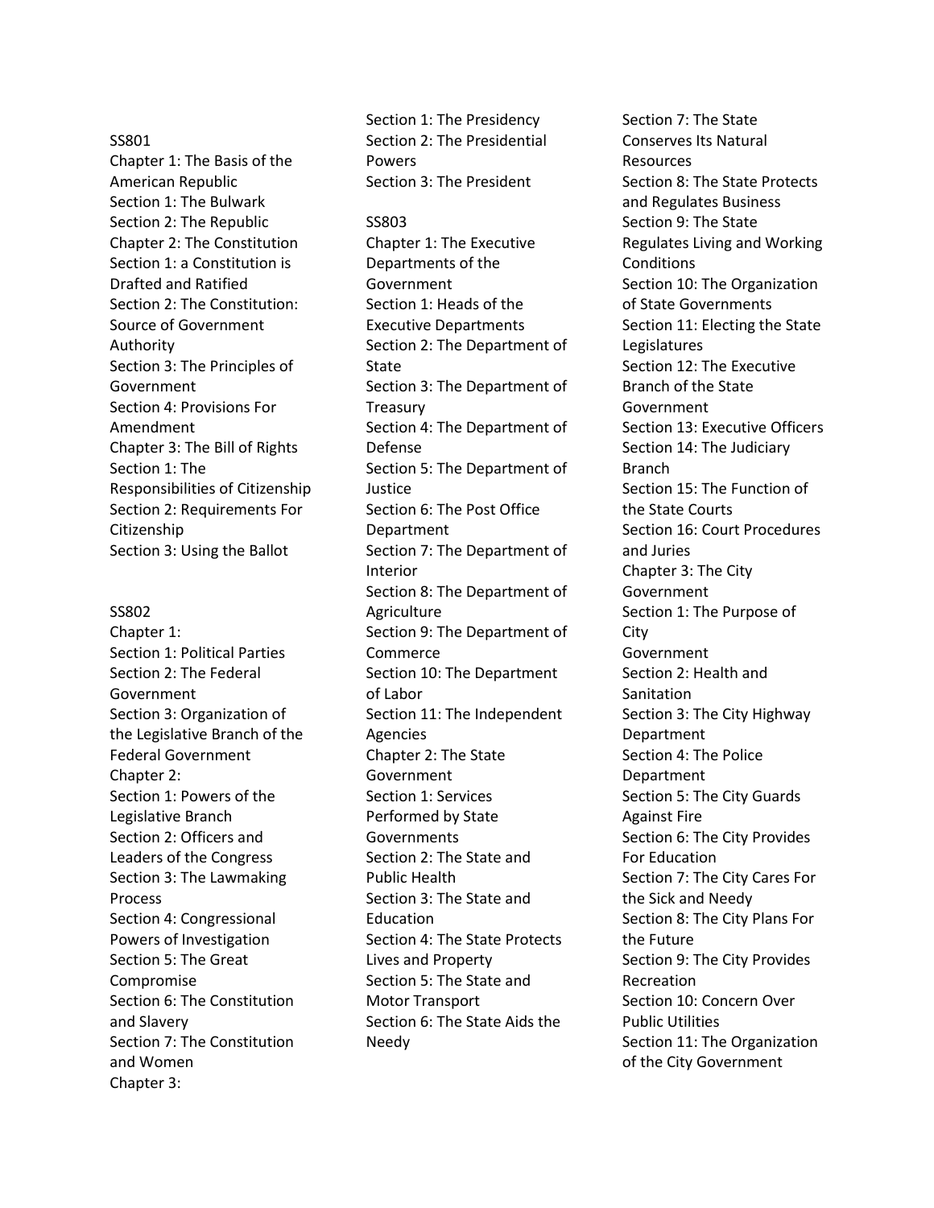SS801
Chapter 1: The Basis of the American Republic
Section 1: The Bulwark
Section 2: The Republic
Chapter 2: The Constitution
Section 1: a Constitution is Drafted and Ratified
Section 2: The Constitution: Source of Government Authority
Section 3: The Principles of Government
Section 4: Provisions For Amendment
Chapter 3: The Bill of Rights
Section 1: The Responsibilities of Citizenship
Section 2: Requirements For Citizenship
Section 3: Using the Ballot

SS802
Chapter 1:
Section 1: Political Parties
Section 2: The Federal Government
Section 3: Organization of the Legislative Branch of the Federal Government
Chapter 2:
Section 1: Powers of the Legislative Branch
Section 2: Officers and Leaders of the Congress
Section 3: The Lawmaking Process
Section 4: Congressional Powers of Investigation
Section 5: The Great Compromise
Section 6: The Constitution and Slavery
Section 7: The Constitution and Women
Chapter 3:
Section 1: The Presidency
Section 2: The Presidential Powers
Section 3: The President

SS803
Chapter 1: The Executive Departments of the Government
Section 1: Heads of the Executive Departments
Section 2: The Department of State
Section 3: The Department of Treasury
Section 4: The Department of Defense
Section 5: The Department of Justice
Section 6: The Post Office Department
Section 7: The Department of Interior
Section 8: The Department of Agriculture
Section 9: The Department of Commerce
Section 10: The Department of Labor
Section 11: The Independent Agencies
Chapter 2: The State Government
Section 1: Services Performed by State Governments
Section 2: The State and Public Health
Section 3: The State and Education
Section 4: The State Protects Lives and Property
Section 5: The State and Motor Transport
Section 6: The State Aids the Needy
Section 7: The State Conserves Its Natural Resources
Section 8: The State Protects and Regulates Business
Section 9: The State Regulates Living and Working Conditions
Section 10: The Organization of State Governments
Section 11: Electing the State Legislatures
Section 12: The Executive Branch of the State Government
Section 13: Executive Officers
Section 14: The Judiciary Branch
Section 15: The Function of the State Courts
Section 16: Court Procedures and Juries
Chapter 3: The City Government
Section 1: The Purpose of City Government
Section 2: Health and Sanitation
Section 3: The City Highway Department
Section 4: The Police Department
Section 5: The City Guards Against Fire
Section 6: The City Provides For Education
Section 7: The City Cares For the Sick and Needy
Section 8: The City Plans For the Future
Section 9: The City Provides Recreation
Section 10: Concern Over Public Utilities
Section 11: The Organization of the City Government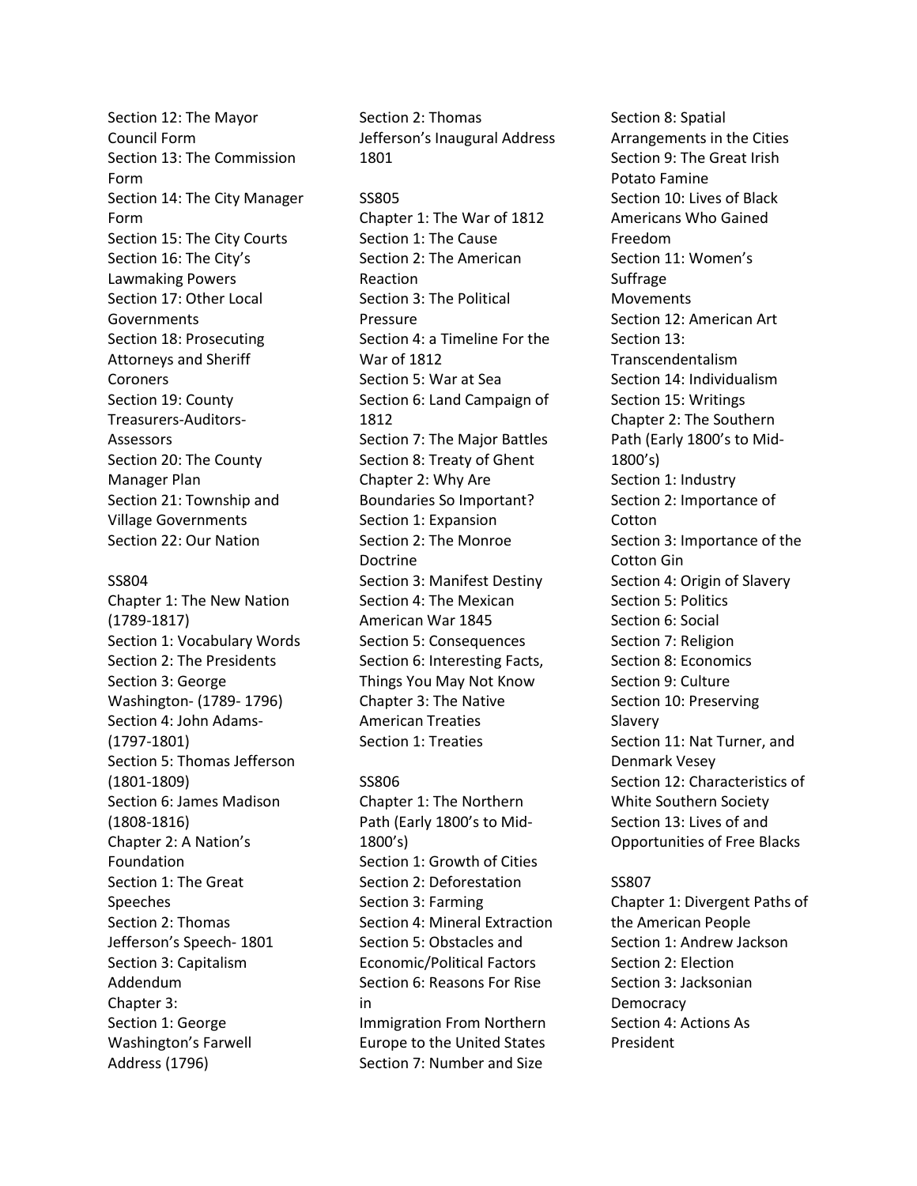Section 12: The Mayor Council Form
Section 13: The Commission Form
Section 14: The City Manager Form
Section 15: The City Courts
Section 16: The City's Lawmaking Powers
Section 17: Other Local Governments
Section 18: Prosecuting Attorneys and Sheriff Coroners
Section 19: County Treasurers-Auditors-Assessors
Section 20: The County Manager Plan
Section 21: Township and Village Governments
Section 22: Our Nation

SS804
Chapter 1: The New Nation (1789-1817)
Section 1: Vocabulary Words
Section 2: The Presidents
Section 3: George Washington- (1789- 1796)
Section 4: John Adams- (1797-1801)
Section 5: Thomas Jefferson (1801-1809)
Section 6: James Madison (1808-1816)
Chapter 2: A Nation's Foundation
Section 1: The Great Speeches
Section 2: Thomas Jefferson's Speech- 1801
Section 3: Capitalism Addendum
Chapter 3:
Section 1: George Washington's Farwell Address (1796)
Section 2: Thomas Jefferson's Inaugural Address 1801

SS805
Chapter 1: The War of 1812
Section 1: The Cause
Section 2: The American Reaction
Section 3: The Political Pressure
Section 4: a Timeline For the War of 1812
Section 5: War at Sea
Section 6: Land Campaign of 1812
Section 7: The Major Battles
Section 8: Treaty of Ghent
Chapter 2: Why Are Boundaries So Important?
Section 1: Expansion
Section 2: The Monroe Doctrine
Section 3: Manifest Destiny
Section 4: The Mexican American War 1845
Section 5: Consequences
Section 6: Interesting Facts, Things You May Not Know
Chapter 3: The Native American Treaties
Section 1: Treaties

SS806
Chapter 1: The Northern Path (Early 1800's to Mid-1800's)
Section 1: Growth of Cities
Section 2: Deforestation
Section 3: Farming
Section 4: Mineral Extraction
Section 5: Obstacles and Economic/Political Factors
Section 6: Reasons For Rise in
Immigration From Northern Europe to the United States
Section 7: Number and Size
Section 8: Spatial Arrangements in the Cities
Section 9: The Great Irish Potato Famine
Section 10: Lives of Black Americans Who Gained Freedom
Section 11: Women's Suffrage
Movements
Section 12: American Art
Section 13: Transcendentalism
Section 14: Individualism
Section 15: Writings
Chapter 2: The Southern Path (Early 1800's to Mid-1800's)
Section 1: Industry
Section 2: Importance of Cotton
Section 3: Importance of the Cotton Gin
Section 4: Origin of Slavery
Section 5: Politics
Section 6: Social
Section 7: Religion
Section 8: Economics
Section 9: Culture
Section 10: Preserving Slavery
Section 11: Nat Turner, and Denmark Vesey
Section 12: Characteristics of White Southern Society
Section 13: Lives of and Opportunities of Free Blacks

SS807
Chapter 1: Divergent Paths of the American People
Section 1: Andrew Jackson
Section 2: Election
Section 3: Jacksonian Democracy
Section 4: Actions As President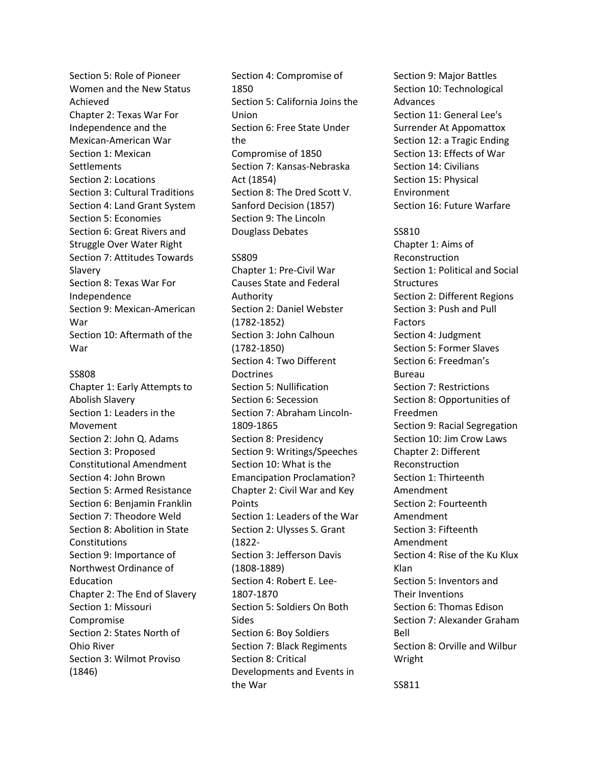Section 5: Role of Pioneer Women and the New Status Achieved

Chapter 2: Texas War For Independence and the Mexican-American War

Section 1: Mexican Settlements

Section 2: Locations

Section 3: Cultural Traditions

Section 4: Land Grant System

Section 5: Economies

Section 6: Great Rivers and Struggle Over Water Right

Section 7: Attitudes Towards Slavery

Section 8: Texas War For Independence

Section 9: Mexican-American War

Section 10: Aftermath of the War

SS808

Chapter 1: Early Attempts to Abolish Slavery

Section 1: Leaders in the Movement

Section 2: John Q. Adams

Section 3: Proposed Constitutional Amendment

Section 4: John Brown

Section 5: Armed Resistance

Section 6: Benjamin Franklin

Section 7: Theodore Weld

Section 8: Abolition in State Constitutions

Section 9: Importance of Northwest Ordinance of Education

Chapter 2: The End of Slavery

Section 1: Missouri Compromise

Section 2: States North of Ohio River

Section 3: Wilmot Proviso (1846)

Section 4: Compromise of 1850

Section 5: California Joins the Union

Section 6: Free State Under the Compromise of 1850

Section 7: Kansas-Nebraska Act (1854)

Section 8: The Dred Scott V. Sanford Decision (1857)

Section 9: The Lincoln Douglass Debates

SS809

Chapter 1: Pre-Civil War Causes State and Federal Authority

Section 2: Daniel Webster (1782-1852)

Section 3: John Calhoun (1782-1850)

Section 4: Two Different Doctrines

Section 5: Nullification

Section 6: Secession

Section 7: Abraham Lincoln- 1809-1865

Section 8: Presidency

Section 9: Writings/Speeches

Section 10: What is the Emancipation Proclamation?

Chapter 2: Civil War and Key Points

Section 1: Leaders of the War

Section 2: Ulysses S. Grant (1822-

Section 3: Jefferson Davis (1808-1889)

Section 4: Robert E. Lee- 1807-1870

Section 5: Soldiers On Both Sides

Section 6: Boy Soldiers

Section 7: Black Regiments

Section 8: Critical Developments and Events in the War

Section 9: Major Battles

Section 10: Technological Advances

Section 11: General Lee's Surrender At Appomattox

Section 12: a Tragic Ending

Section 13: Effects of War

Section 14: Civilians

Section 15: Physical Environment

Section 16: Future Warfare

SS810

Chapter 1: Aims of Reconstruction

Section 1: Political and Social Structures

Section 2: Different Regions

Section 3: Push and Pull Factors

Section 4: Judgment

Section 5: Former Slaves

Section 6: Freedman's Bureau

Section 7: Restrictions

Section 8: Opportunities of Freedmen

Section 9: Racial Segregation

Section 10: Jim Crow Laws

Chapter 2: Different Reconstruction

Section 1: Thirteenth Amendment

Section 2: Fourteenth Amendment

Section 3: Fifteenth Amendment

Section 4: Rise of the Ku Klux Klan

Section 5: Inventors and Their Inventions

Section 6: Thomas Edison

Section 7: Alexander Graham Bell

Section 8: Orville and Wilbur Wright

SS811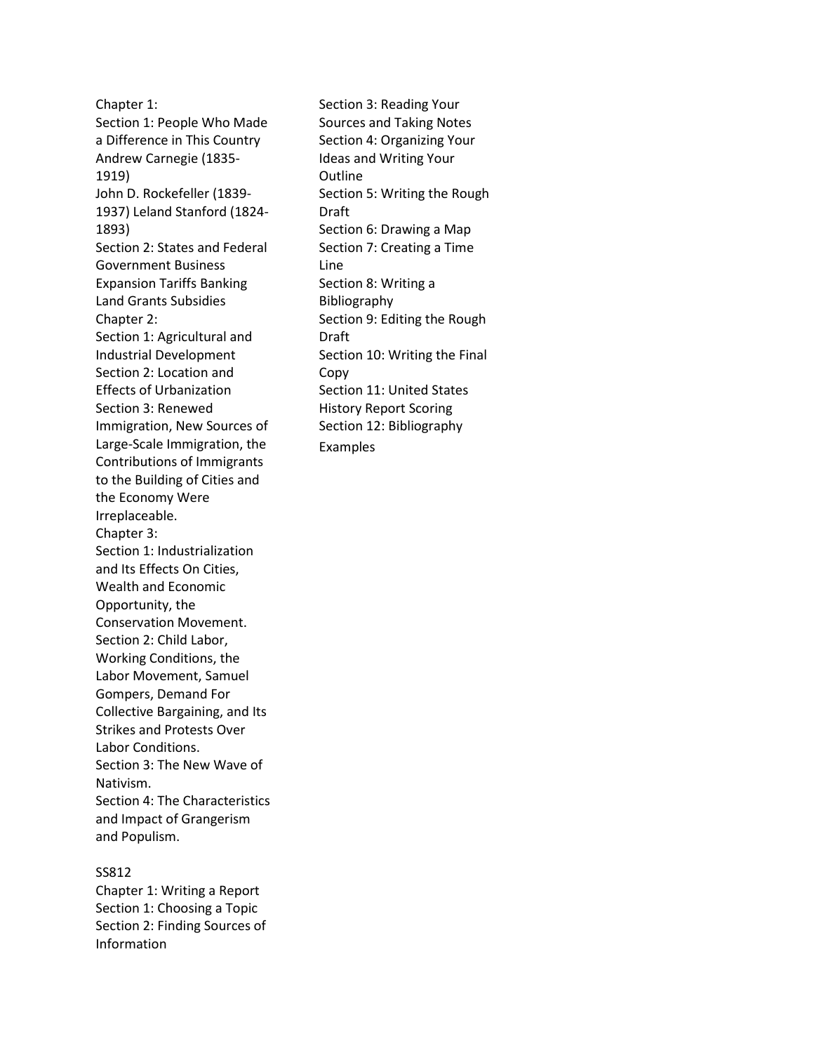Chapter 1:
Section 1: People Who Made a Difference in This Country
Andrew Carnegie (1835-1919)
John D. Rockefeller (1839-1937) Leland Stanford (1824-1893)
Section 2: States and Federal Government Business Expansion Tariffs Banking Land Grants Subsidies
Chapter 2:
Section 1: Agricultural and Industrial Development
Section 2: Location and Effects of Urbanization
Section 3: Renewed Immigration, New Sources of Large-Scale Immigration, the Contributions of Immigrants to the Building of Cities and the Economy Were Irreplaceable.
Chapter 3:
Section 1: Industrialization and Its Effects On Cities, Wealth and Economic Opportunity, the Conservation Movement.
Section 2: Child Labor, Working Conditions, the Labor Movement, Samuel Gompers, Demand For Collective Bargaining, and Its Strikes and Protests Over Labor Conditions.
Section 3: The New Wave of Nativism.
Section 4: The Characteristics and Impact of Grangerism and Populism.

SS812
Chapter 1: Writing a Report
Section 1: Choosing a Topic
Section 2: Finding Sources of Information
Section 3: Reading Your Sources and Taking Notes
Section 4: Organizing Your Ideas and Writing Your Outline
Section 5: Writing the Rough Draft
Section 6: Drawing a Map
Section 7: Creating a Time Line
Section 8: Writing a Bibliography
Section 9: Editing the Rough Draft
Section 10: Writing the Final Copy
Section 11: United States History Report Scoring
Section 12: Bibliography Examples